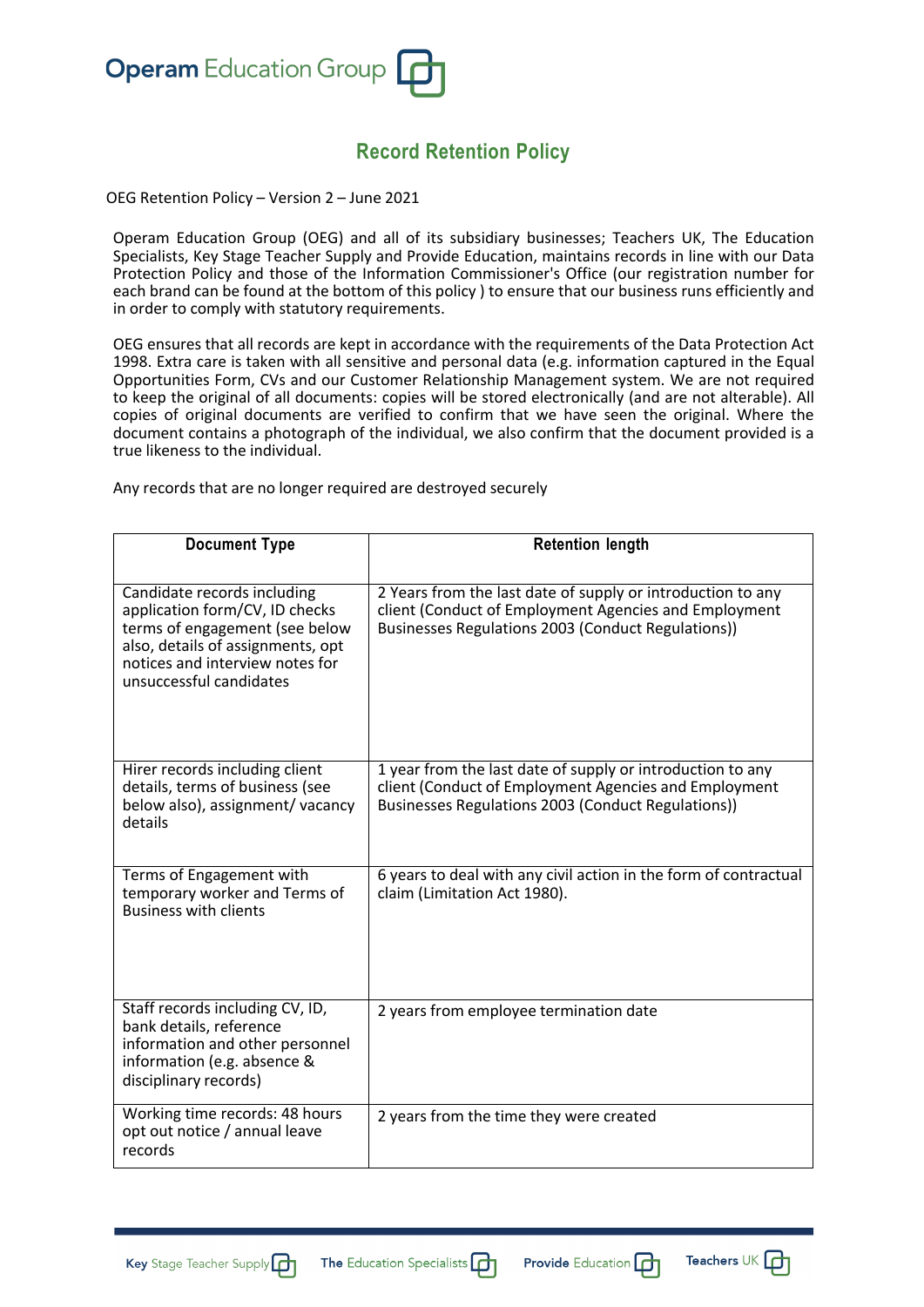Operam Education Group

# Record Retention Policy

OEG Retention Policy – Version 2 – June 2021

Operam Education Group (OEG) and all of its subsidiary businesses; Teachers UK, The Education Specialists, Key Stage Teacher Supply and Provide Education, maintains records in line with our Data Protection Policy and those of the Information Commissioner's Office (our registration number for each brand can be found at the bottom of this policy ) to ensure that our business runs efficiently and in order to comply with statutory requirements.

OEG ensures that all records are kept in accordance with the requirements of the Data Protection Act 1998. Extra care is taken with all sensitive and personal data (e.g. information captured in the Equal Opportunities Form, CVs and our Customer Relationship Management system. We are not required to keep the original of all documents: copies will be stored electronically (and are not alterable). All copies of original documents are verified to confirm that we have seen the original. Where the document contains a photograph of the individual, we also confirm that the document provided is a true likeness to the individual.

Any records that are no longer required are destroyed securely

| Document Type | Retention length |
|---|---|
| Candidate records including application form/CV, ID checks terms of engagement (see below also, details of assignments, opt notices and interview notes for unsuccessful candidates | 2 Years from the last date of supply or introduction to any client (Conduct of Employment Agencies and Employment Businesses Regulations 2003 (Conduct Regulations)) |
| Hirer records including client details, terms of business (see below also), assignment/ vacancy details | 1 year from the last date of supply or introduction to any client (Conduct of Employment Agencies and Employment Businesses Regulations 2003 (Conduct Regulations)) |
| Terms of Engagement with temporary worker and Terms of Business with clients | 6 years to deal with any civil action in the form of contractual claim (Limitation Act 1980). |
| Staff records including CV, ID, bank details, reference information and other personnel information (e.g. absence & disciplinary records) | 2 years from employee termination date |
| Working time records: 48 hours opt out notice / annual leave records | 2 years from the time they were created |

Key Stage Teacher Supply | The Education Specialists | Provide Education | Teachers UK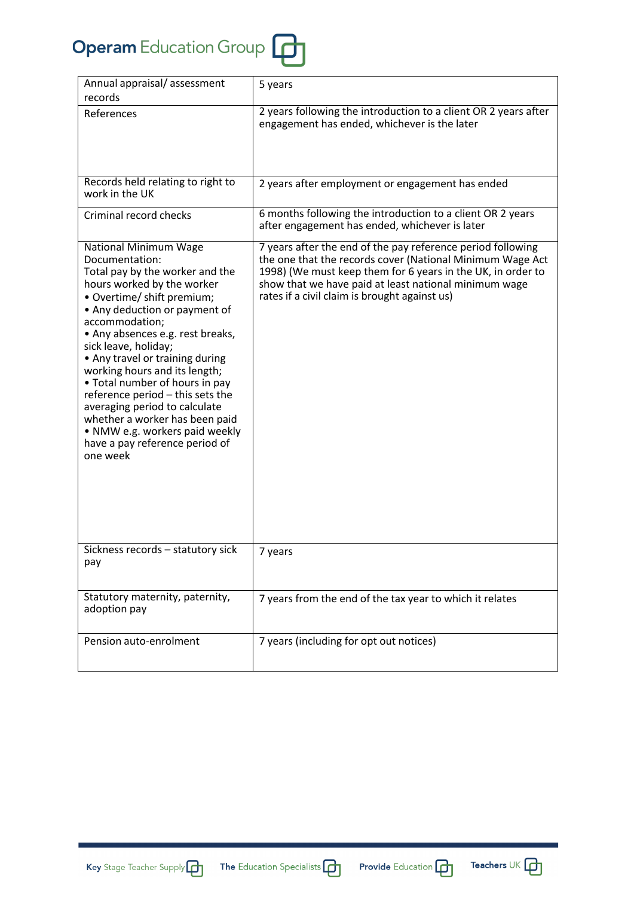| | |
|---|---|
| Annual appraisal/ assessment records | 5 years |
| References | 2 years following the introduction to a client OR 2 years after engagement has ended, whichever is the later |
| Records held relating to right to work in the UK | 2 years after employment or engagement has ended |
| Criminal record checks | 6 months following the introduction to a client OR 2 years after engagement has ended, whichever is later |
| National Minimum Wage Documentation:<br>Total pay by the worker and the hours worked by the worker<br>• Overtime/ shift premium;<br>• Any deduction or payment of accommodation;<br>• Any absences e.g. rest breaks, sick leave, holiday;<br>• Any travel or training during working hours and its length;<br>• Total number of hours in pay reference period – this sets the averaging period to calculate whether a worker has been paid<br>• NMW e.g. workers paid weekly have a pay reference period of one week | 7 years after the end of the pay reference period following the one that the records cover (National Minimum Wage Act 1998) (We must keep them for 6 years in the UK, in order to show that we have paid at least national minimum wage rates if a civil claim is brought against us) |
| Sickness records – statutory sick pay | 7 years |
| Statutory maternity, paternity, adoption pay | 7 years from the end of the tax year to which it relates |
| Pension auto-enrolment | 7 years (including for opt out notices) |